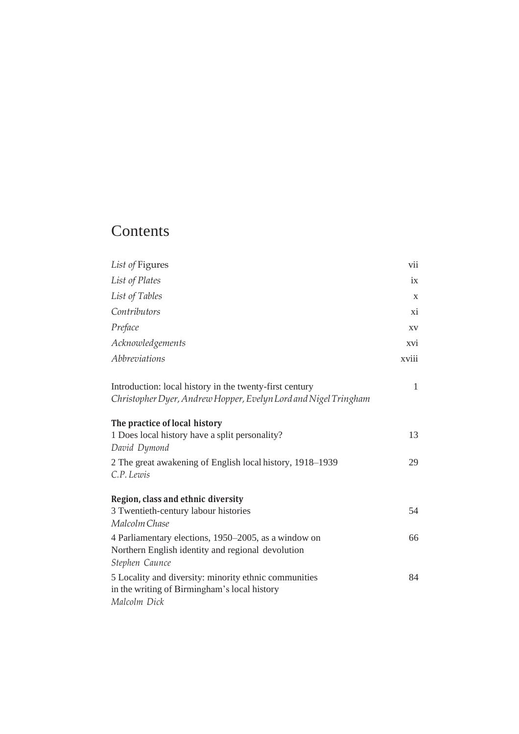# Contents

| | |
|---|---|
| *List of* Figures | vii |
| *List of Plates* | ix |
| *List of Tables* | x |
| *Contributors* | xi |
| *Preface* | xv |
| *Acknowledgements* | xvi |
| *Abbreviations* | xviii |

Introduction: local history in the twenty-first century — 1
*Christopher Dyer, Andrew Hopper, Evelyn Lord and Nigel Tringham*

**The practice of local history**

1 Does local history have a split personality? — 13
*David Dymond*

2 The great awakening of English local history, 1918–1939 — 29
*C.P. Lewis*

**Region, class and ethnic diversity**

3 Twentieth-century labour histories — 54
*Malcolm Chase*

4 Parliamentary elections, 1950–2005, as a window on Northern English identity and regional devolution — 66
*Stephen Caunce*

5 Locality and diversity: minority ethnic communities in the writing of Birmingham's local history — 84
*Malcolm Dick*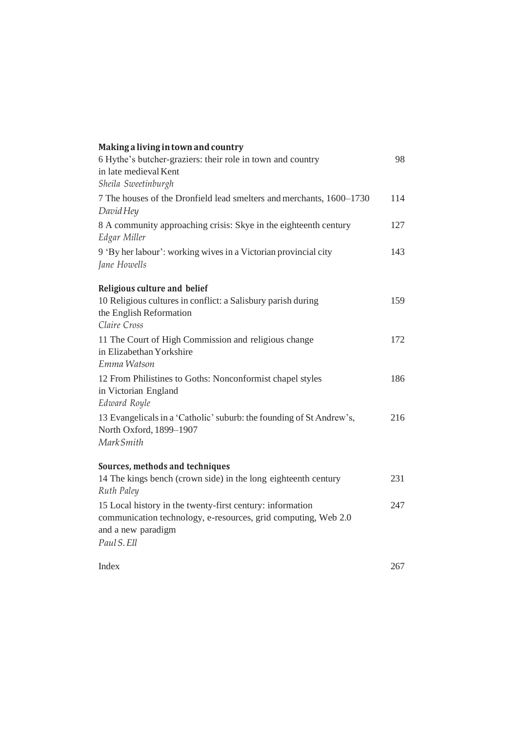**Making a living in town and country**

6 Hythe's butcher-graziers: their role in town and country in late medieval Kent — 98
*Sheila Sweetinburgh*

7 The houses of the Dronfield lead smelters and merchants, 1600–1730 — 114
*David Hey*

8 A community approaching crisis: Skye in the eighteenth century — 127
*Edgar Miller*

9 'By her labour': working wives in a Victorian provincial city — 143
*Jane Howells*

**Religious culture and belief**

10 Religious cultures in conflict: a Salisbury parish during the English Reformation — 159
*Claire Cross*

11 The Court of High Commission and religious change in Elizabethan Yorkshire — 172
*Emma Watson*

12 From Philistines to Goths: Nonconformist chapel styles in Victorian England — 186
*Edward Royle*

13 Evangelicals in a 'Catholic' suburb: the founding of St Andrew's, North Oxford, 1899–1907 — 216
*Mark Smith*

**Sources, methods and techniques**

14 The kings bench (crown side) in the long eighteenth century — 231
*Ruth Paley*

15 Local history in the twenty-first century: information communication technology, e-resources, grid computing, Web 2.0 and a new paradigm — 247
*Paul S. Ell*

Index — 267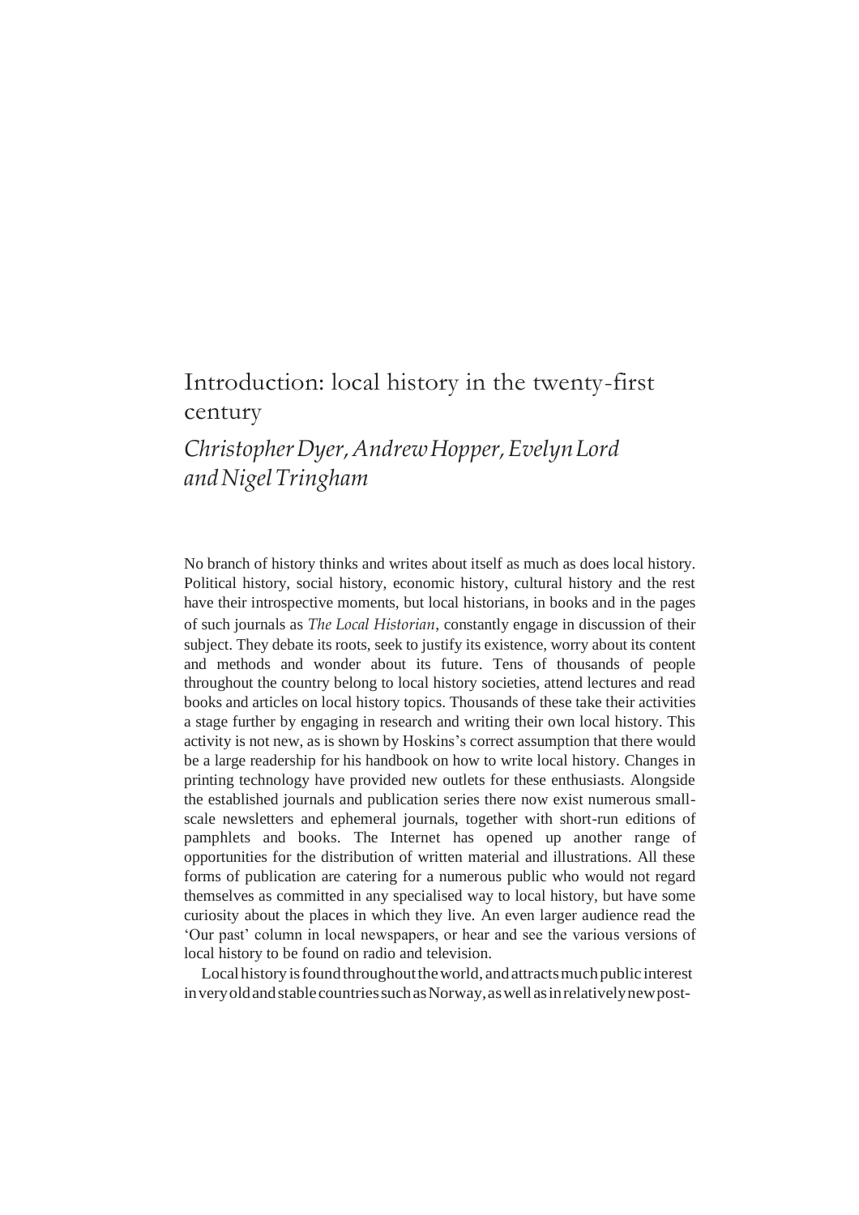# Introduction: local history in the twenty-first century

*Christopher Dyer, Andrew Hopper, Evelyn Lord and Nigel Tringham*

No branch of history thinks and writes about itself as much as does local history. Political history, social history, economic history, cultural history and the rest have their introspective moments, but local historians, in books and in the pages of such journals as *The Local Historian*, constantly engage in discussion of their subject. They debate its roots, seek to justify its existence, worry about its content and methods and wonder about its future. Tens of thousands of people throughout the country belong to local history societies, attend lectures and read books and articles on local history topics. Thousands of these take their activities a stage further by engaging in research and writing their own local history. This activity is not new, as is shown by Hoskins's correct assumption that there would be a large readership for his handbook on how to write local history. Changes in printing technology have provided new outlets for these enthusiasts. Alongside the established journals and publication series there now exist numerous small-scale newsletters and ephemeral journals, together with short-run editions of pamphlets and books. The Internet has opened up another range of opportunities for the distribution of written material and illustrations. All these forms of publication are catering for a numerous public who would not regard themselves as committed in any specialised way to local history, but have some curiosity about the places in which they live. An even larger audience read the 'Our past' column in local newspapers, or hear and see the various versions of local history to be found on radio and television.

Local history is found throughout the world, and attracts much public interest in very old and stable countries such as Norway, as well as in relatively new post-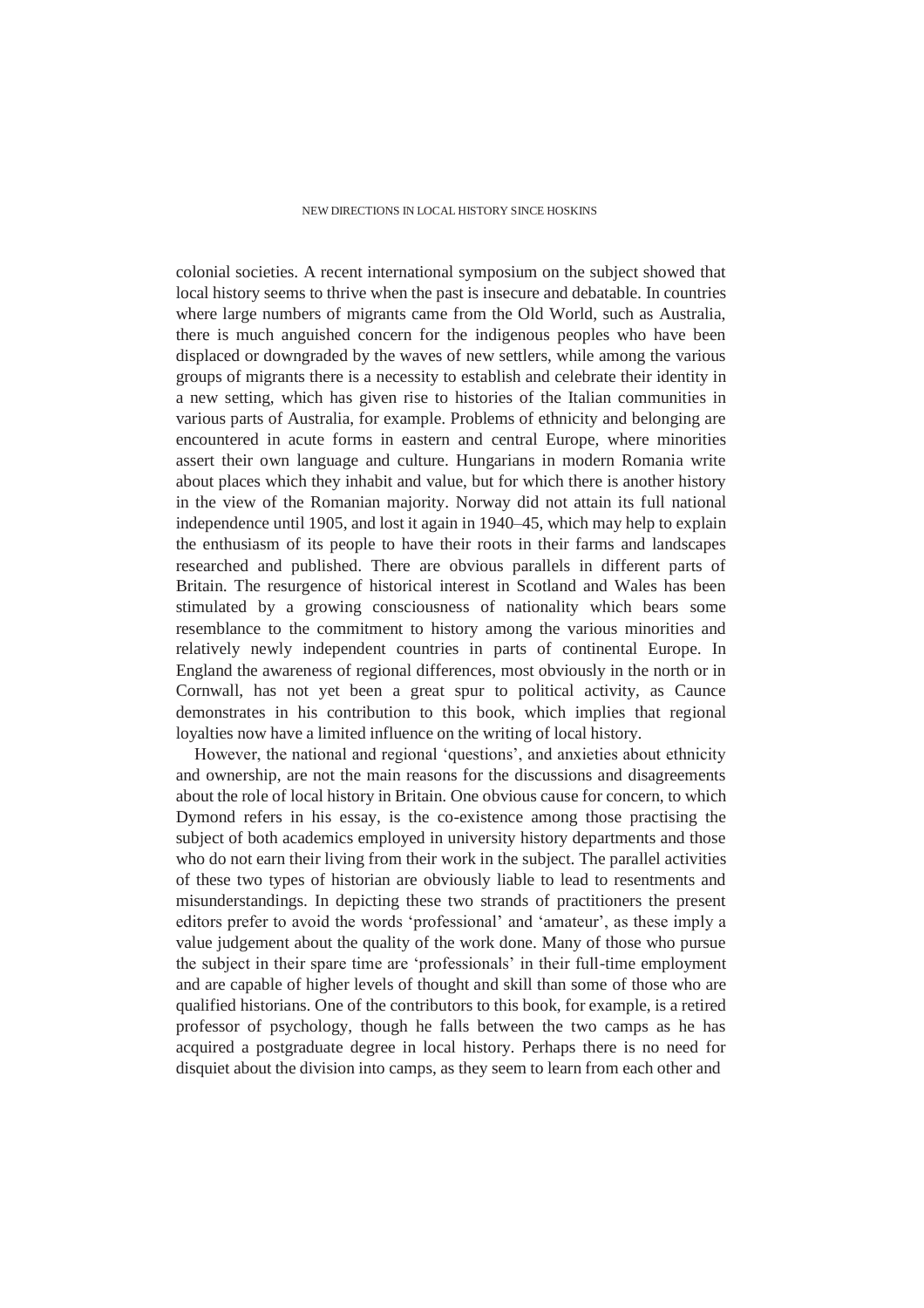colonial societies. A recent international symposium on the subject showed that local history seems to thrive when the past is insecure and debatable. In countries where large numbers of migrants came from the Old World, such as Australia, there is much anguished concern for the indigenous peoples who have been displaced or downgraded by the waves of new settlers, while among the various groups of migrants there is a necessity to establish and celebrate their identity in a new setting, which has given rise to histories of the Italian communities in various parts of Australia, for example. Problems of ethnicity and belonging are encountered in acute forms in eastern and central Europe, where minorities assert their own language and culture. Hungarians in modern Romania write about places which they inhabit and value, but for which there is another history in the view of the Romanian majority. Norway did not attain its full national independence until 1905, and lost it again in 1940–45, which may help to explain the enthusiasm of its people to have their roots in their farms and landscapes researched and published. There are obvious parallels in different parts of Britain. The resurgence of historical interest in Scotland and Wales has been stimulated by a growing consciousness of nationality which bears some resemblance to the commitment to history among the various minorities and relatively newly independent countries in parts of continental Europe. In England the awareness of regional differences, most obviously in the north or in Cornwall, has not yet been a great spur to political activity, as Caunce demonstrates in his contribution to this book, which implies that regional loyalties now have a limited influence on the writing of local history.

However, the national and regional 'questions', and anxieties about ethnicity and ownership, are not the main reasons for the discussions and disagreements about the role of local history in Britain. One obvious cause for concern, to which Dymond refers in his essay, is the co-existence among those practising the subject of both academics employed in university history departments and those who do not earn their living from their work in the subject. The parallel activities of these two types of historian are obviously liable to lead to resentments and misunderstandings. In depicting these two strands of practitioners the present editors prefer to avoid the words 'professional' and 'amateur', as these imply a value judgement about the quality of the work done. Many of those who pursue the subject in their spare time are 'professionals' in their full-time employment and are capable of higher levels of thought and skill than some of those who are qualified historians. One of the contributors to this book, for example, is a retired professor of psychology, though he falls between the two camps as he has acquired a postgraduate degree in local history. Perhaps there is no need for disquiet about the division into camps, as they seem to learn from each other and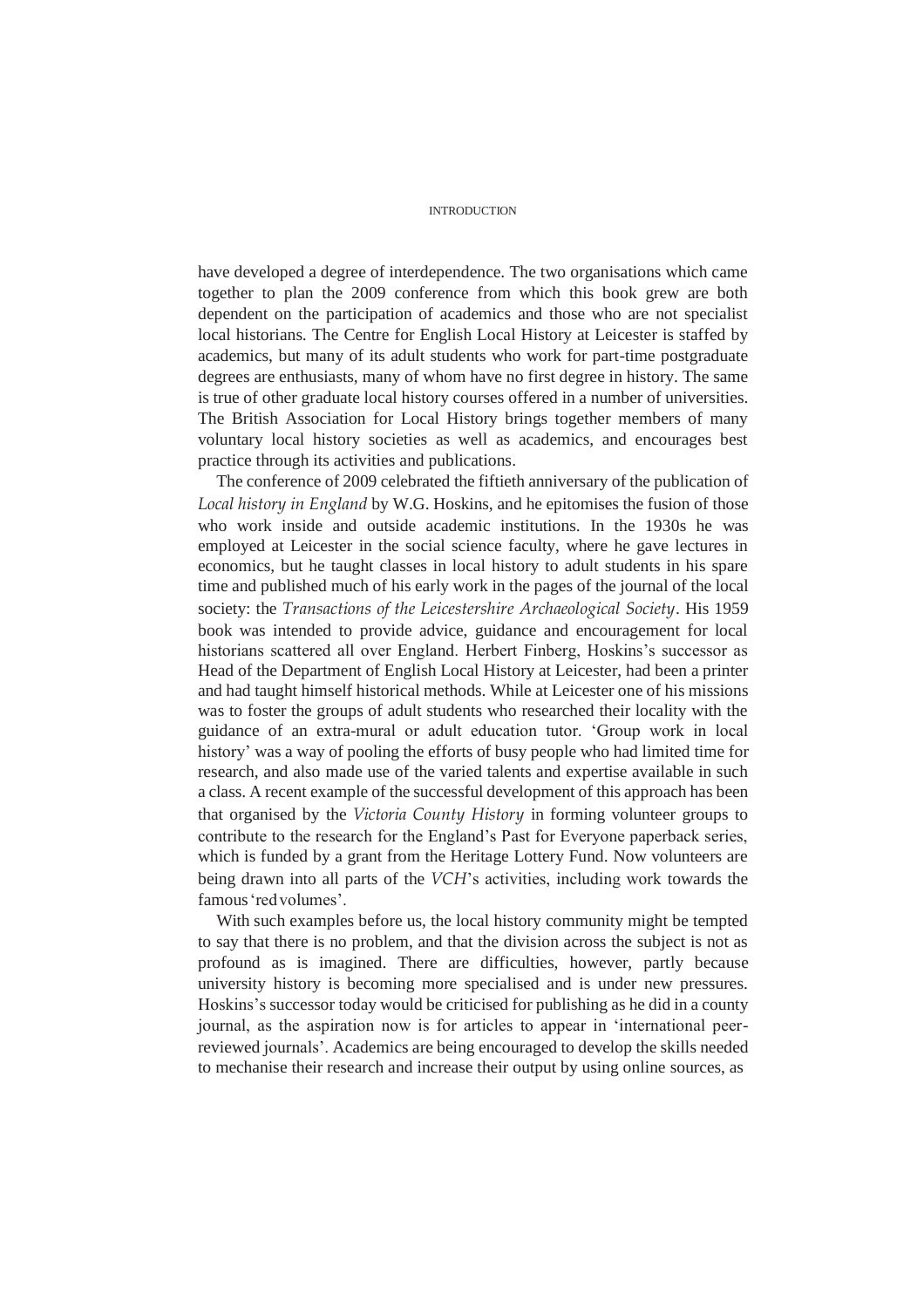have developed a degree of interdependence. The two organisations which came together to plan the 2009 conference from which this book grew are both dependent on the participation of academics and those who are not specialist local historians. The Centre for English Local History at Leicester is staffed by academics, but many of its adult students who work for part-time postgraduate degrees are enthusiasts, many of whom have no first degree in history. The same is true of other graduate local history courses offered in a number of universities. The British Association for Local History brings together members of many voluntary local history societies as well as academics, and encourages best practice through its activities and publications.

The conference of 2009 celebrated the fiftieth anniversary of the publication of *Local history in England* by W.G. Hoskins, and he epitomises the fusion of those who work inside and outside academic institutions. In the 1930s he was employed at Leicester in the social science faculty, where he gave lectures in economics, but he taught classes in local history to adult students in his spare time and published much of his early work in the pages of the journal of the local society: the *Transactions of the Leicestershire Archaeological Society*. His 1959 book was intended to provide advice, guidance and encouragement for local historians scattered all over England. Herbert Finberg, Hoskins's successor as Head of the Department of English Local History at Leicester, had been a printer and had taught himself historical methods. While at Leicester one of his missions was to foster the groups of adult students who researched their locality with the guidance of an extra-mural or adult education tutor. 'Group work in local history' was a way of pooling the efforts of busy people who had limited time for research, and also made use of the varied talents and expertise available in such a class. A recent example of the successful development of this approach has been that organised by the *Victoria County History* in forming volunteer groups to contribute to the research for the England's Past for Everyone paperback series, which is funded by a grant from the Heritage Lottery Fund. Now volunteers are being drawn into all parts of the *VCH*'s activities, including work towards the famous 'red volumes'.

With such examples before us, the local history community might be tempted to say that there is no problem, and that the division across the subject is not as profound as is imagined. There are difficulties, however, partly because university history is becoming more specialised and is under new pressures. Hoskins's successor today would be criticised for publishing as he did in a county journal, as the aspiration now is for articles to appear in 'international peer-reviewed journals'. Academics are being encouraged to develop the skills needed to mechanise their research and increase their output by using online sources, as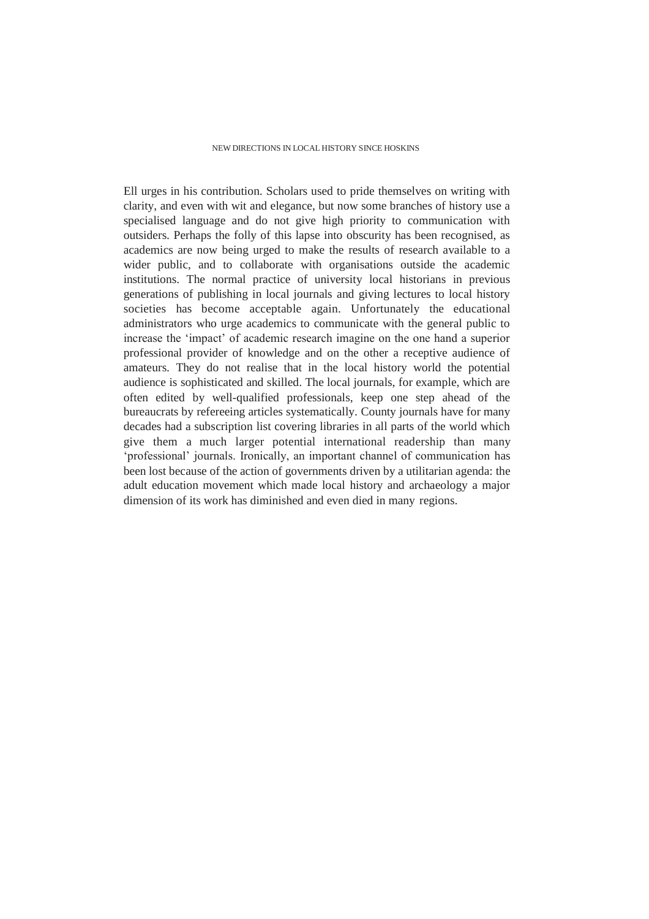Ell urges in his contribution. Scholars used to pride themselves on writing with clarity, and even with wit and elegance, but now some branches of history use a specialised language and do not give high priority to communication with outsiders. Perhaps the folly of this lapse into obscurity has been recognised, as academics are now being urged to make the results of research available to a wider public, and to collaborate with organisations outside the academic institutions. The normal practice of university local historians in previous generations of publishing in local journals and giving lectures to local history societies has become acceptable again. Unfortunately the educational administrators who urge academics to communicate with the general public to increase the 'impact' of academic research imagine on the one hand a superior professional provider of knowledge and on the other a receptive audience of amateurs. They do not realise that in the local history world the potential audience is sophisticated and skilled. The local journals, for example, which are often edited by well-qualified professionals, keep one step ahead of the bureaucrats by refereeing articles systematically. County journals have for many decades had a subscription list covering libraries in all parts of the world which give them a much larger potential international readership than many 'professional' journals. Ironically, an important channel of communication has been lost because of the action of governments driven by a utilitarian agenda: the adult education movement which made local history and archaeology a major dimension of its work has diminished and even died in many regions.